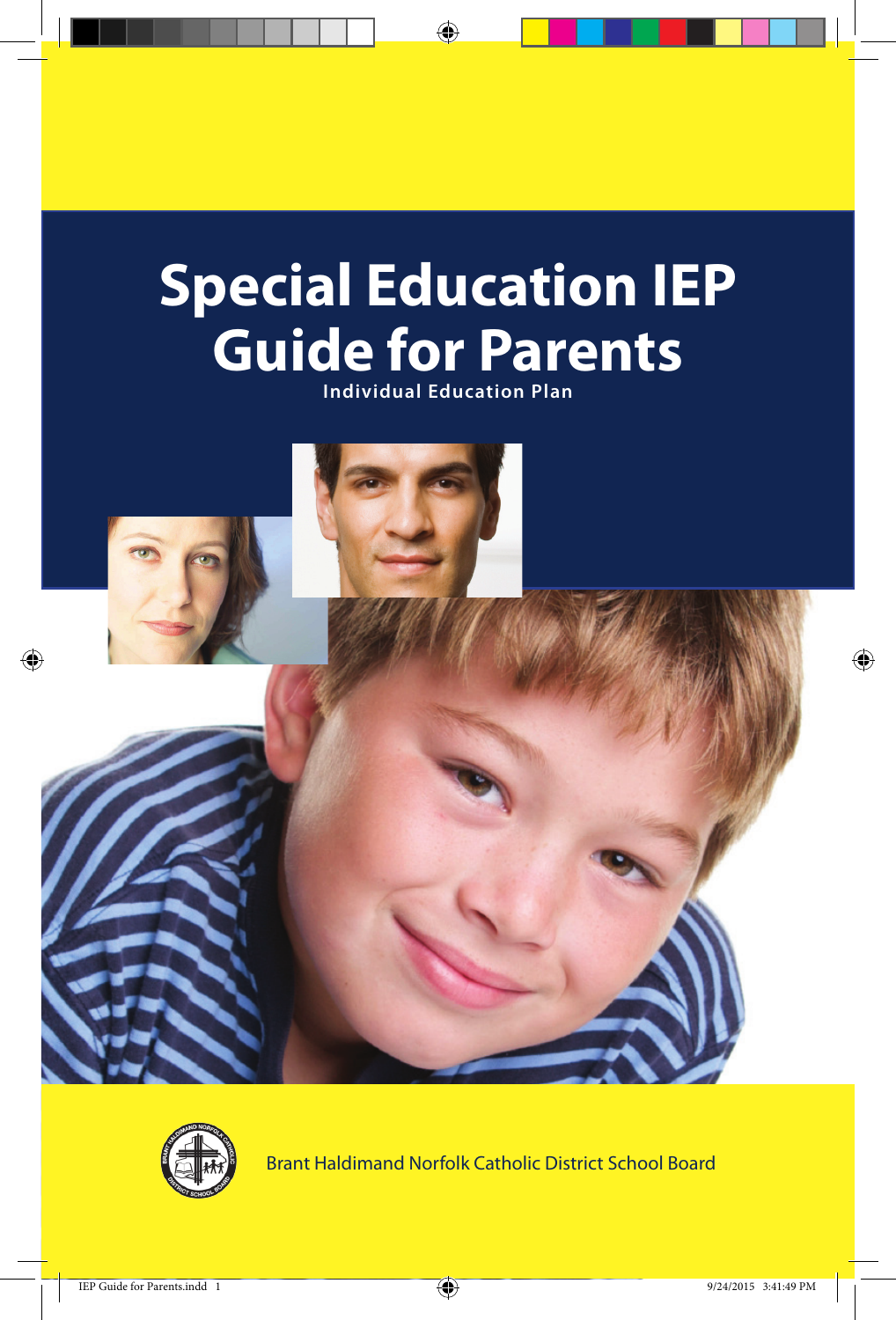# Special Education IEP Guide for Parents

**Individual Education Plan**

Brant Haldimand Norfolk Catholic District School Board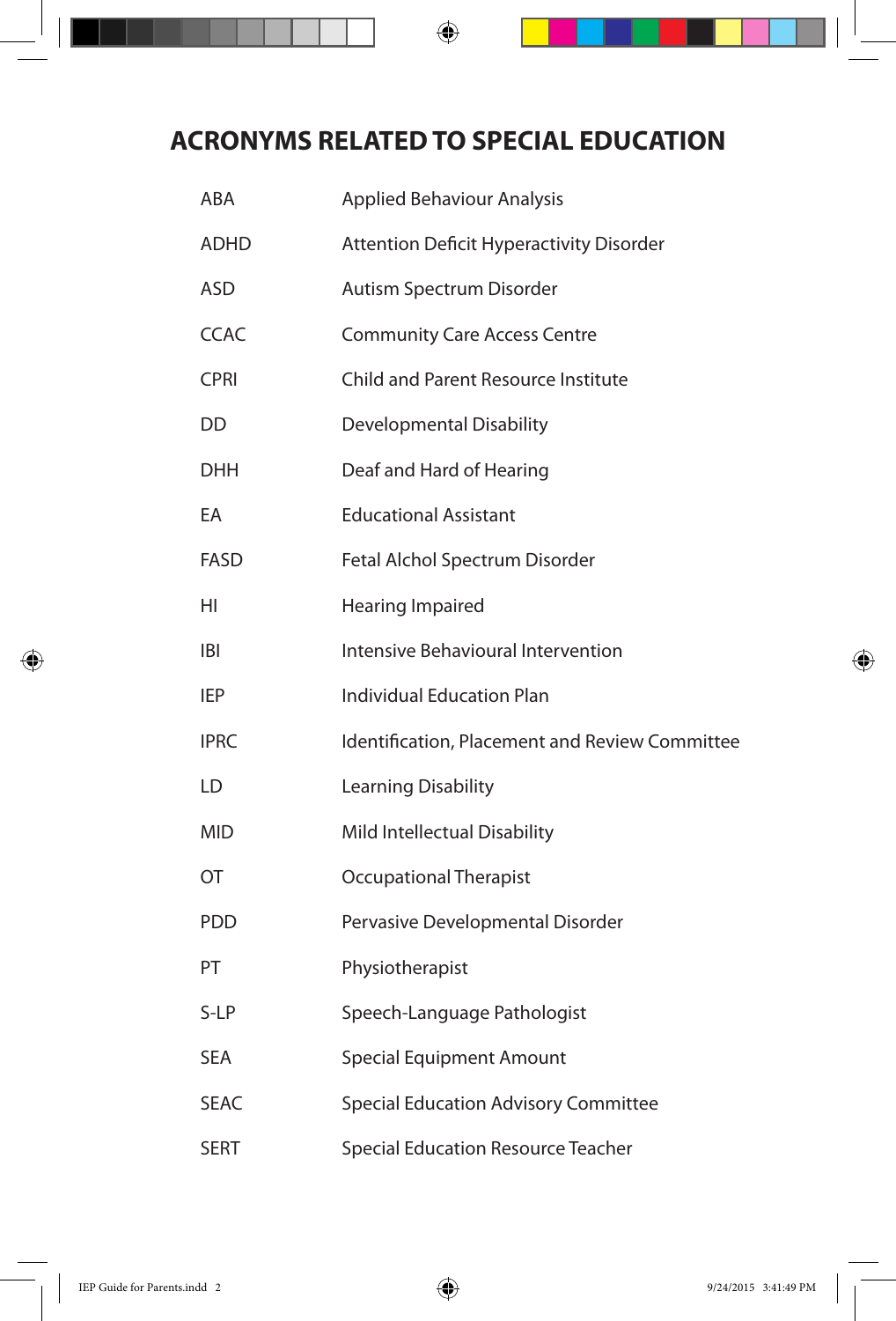# ACRONYMS RELATED TO SPECIAL EDUCATION

| | |
|---|---|
| ABA | Applied Behaviour Analysis |
| ADHD | Attention Deficit Hyperactivity Disorder |
| ASD | Autism Spectrum Disorder |
| CCAC | Community Care Access Centre |
| CPRI | Child and Parent Resource Institute |
| DD | Developmental Disability |
| DHH | Deaf and Hard of Hearing |
| EA | Educational Assistant |
| FASD | Fetal Alchol Spectrum Disorder |
| HI | Hearing Impaired |
| IBI | Intensive Behavioural Intervention |
| IEP | Individual Education Plan |
| IPRC | Identification, Placement and Review Committee |
| LD | Learning Disability |
| MID | Mild Intellectual Disability |
| OT | Occupational Therapist |
| PDD | Pervasive Developmental Disorder |
| PT | Physiotherapist |
| S-LP | Speech-Language Pathologist |
| SEA | Special Equipment Amount |
| SEAC | Special Education Advisory Committee |
| SERT | Special Education Resource Teacher |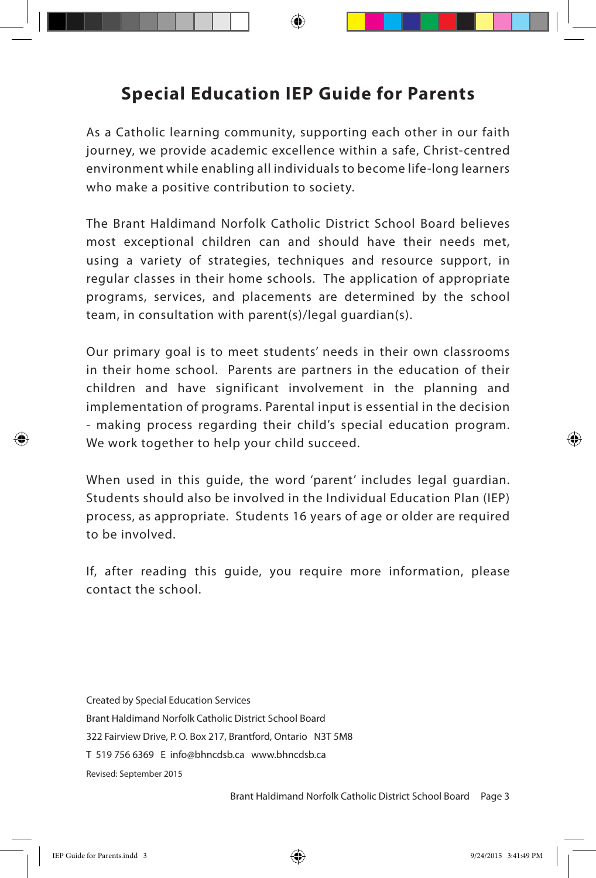# Special Education IEP Guide for Parents

As a Catholic learning community, supporting each other in our faith journey, we provide academic excellence within a safe, Christ-centred environment while enabling all individuals to become life-long learners who make a positive contribution to society.

The Brant Haldimand Norfolk Catholic District School Board believes most exceptional children can and should have their needs met, using a variety of strategies, techniques and resource support, in regular classes in their home schools. The application of appropriate programs, services, and placements are determined by the school team, in consultation with parent(s)/legal guardian(s).

Our primary goal is to meet students' needs in their own classrooms in their home school. Parents are partners in the education of their children and have significant involvement in the planning and implementation of programs. Parental input is essential in the decision - making process regarding their child's special education program. We work together to help your child succeed.

When used in this guide, the word 'parent' includes legal guardian. Students should also be involved in the Individual Education Plan (IEP) process, as appropriate. Students 16 years of age or older are required to be involved.

If, after reading this guide, you require more information, please contact the school.

Created by Special Education Services
Brant Haldimand Norfolk Catholic District School Board
322 Fairview Drive, P. O. Box 217, Brantford, Ontario N3T 5M8
T 519 756 6369 E info@bhncdsb.ca www.bhncdsb.ca
Revised: September 2015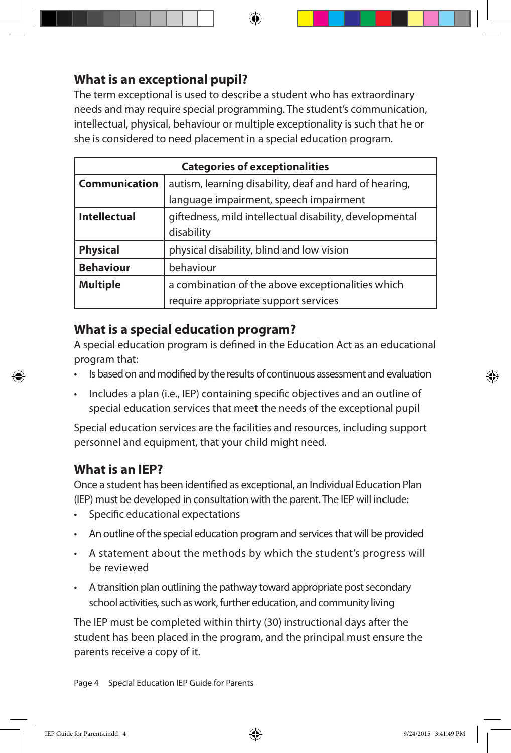## What is an exceptional pupil?

The term exceptional is used to describe a student who has extraordinary needs and may require special programming. The student's communication, intellectual, physical, behaviour or multiple exceptionality is such that he or she is considered to need placement in a special education program.

| Categories of exceptionalities | |
|---|---|
| **Communication** | autism, learning disability, deaf and hard of hearing, language impairment, speech impairment |
| **Intellectual** | giftedness, mild intellectual disability, developmental disability |
| **Physical** | physical disability, blind and low vision |
| **Behaviour** | behaviour |
| **Multiple** | a combination of the above exceptionalities which require appropriate support services |

## What is a special education program?

A special education program is defined in the Education Act as an educational program that:

- Is based on and modified by the results of continuous assessment and evaluation
- Includes a plan (i.e., IEP) containing specific objectives and an outline of special education services that meet the needs of the exceptional pupil

Special education services are the facilities and resources, including support personnel and equipment, that your child might need.

## What is an IEP?

Once a student has been identified as exceptional, an Individual Education Plan (IEP) must be developed in consultation with the parent. The IEP will include:

- Specific educational expectations
- An outline of the special education program and services that will be provided
- A statement about the methods by which the student's progress will be reviewed
- A transition plan outlining the pathway toward appropriate post secondary school activities, such as work, further education, and community living

The IEP must be completed within thirty (30) instructional days after the student has been placed in the program, and the principal must ensure the parents receive a copy of it.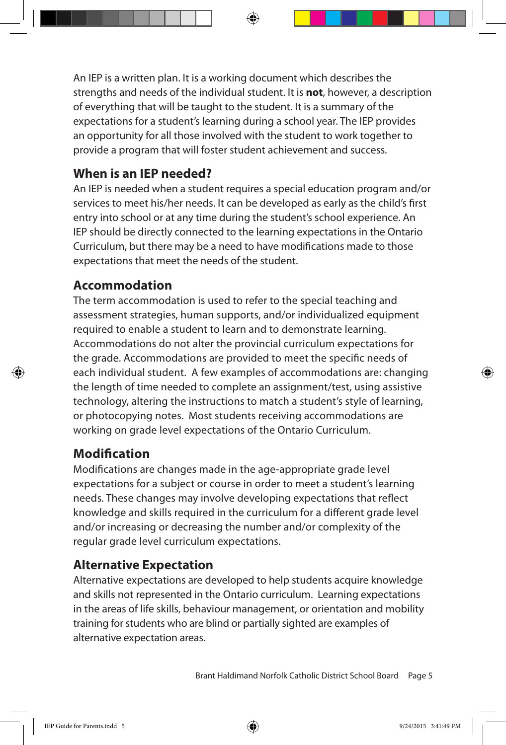An IEP is a written plan. It is a working document which describes the strengths and needs of the individual student. It is **not**, however, a description of everything that will be taught to the student. It is a summary of the expectations for a student's learning during a school year. The IEP provides an opportunity for all those involved with the student to work together to provide a program that will foster student achievement and success.

## When is an IEP needed?

An IEP is needed when a student requires a special education program and/or services to meet his/her needs. It can be developed as early as the child's first entry into school or at any time during the student's school experience. An IEP should be directly connected to the learning expectations in the Ontario Curriculum, but there may be a need to have modifications made to those expectations that meet the needs of the student.

## Accommodation

The term accommodation is used to refer to the special teaching and assessment strategies, human supports, and/or individualized equipment required to enable a student to learn and to demonstrate learning. Accommodations do not alter the provincial curriculum expectations for the grade. Accommodations are provided to meet the specific needs of each individual student. A few examples of accommodations are: changing the length of time needed to complete an assignment/test, using assistive technology, altering the instructions to match a student's style of learning, or photocopying notes. Most students receiving accommodations are working on grade level expectations of the Ontario Curriculum.

## Modification

Modifications are changes made in the age-appropriate grade level expectations for a subject or course in order to meet a student's learning needs. These changes may involve developing expectations that reflect knowledge and skills required in the curriculum for a different grade level and/or increasing or decreasing the number and/or complexity of the regular grade level curriculum expectations.

## Alternative Expectation

Alternative expectations are developed to help students acquire knowledge and skills not represented in the Ontario curriculum. Learning expectations in the areas of life skills, behaviour management, or orientation and mobility training for students who are blind or partially sighted are examples of alternative expectation areas.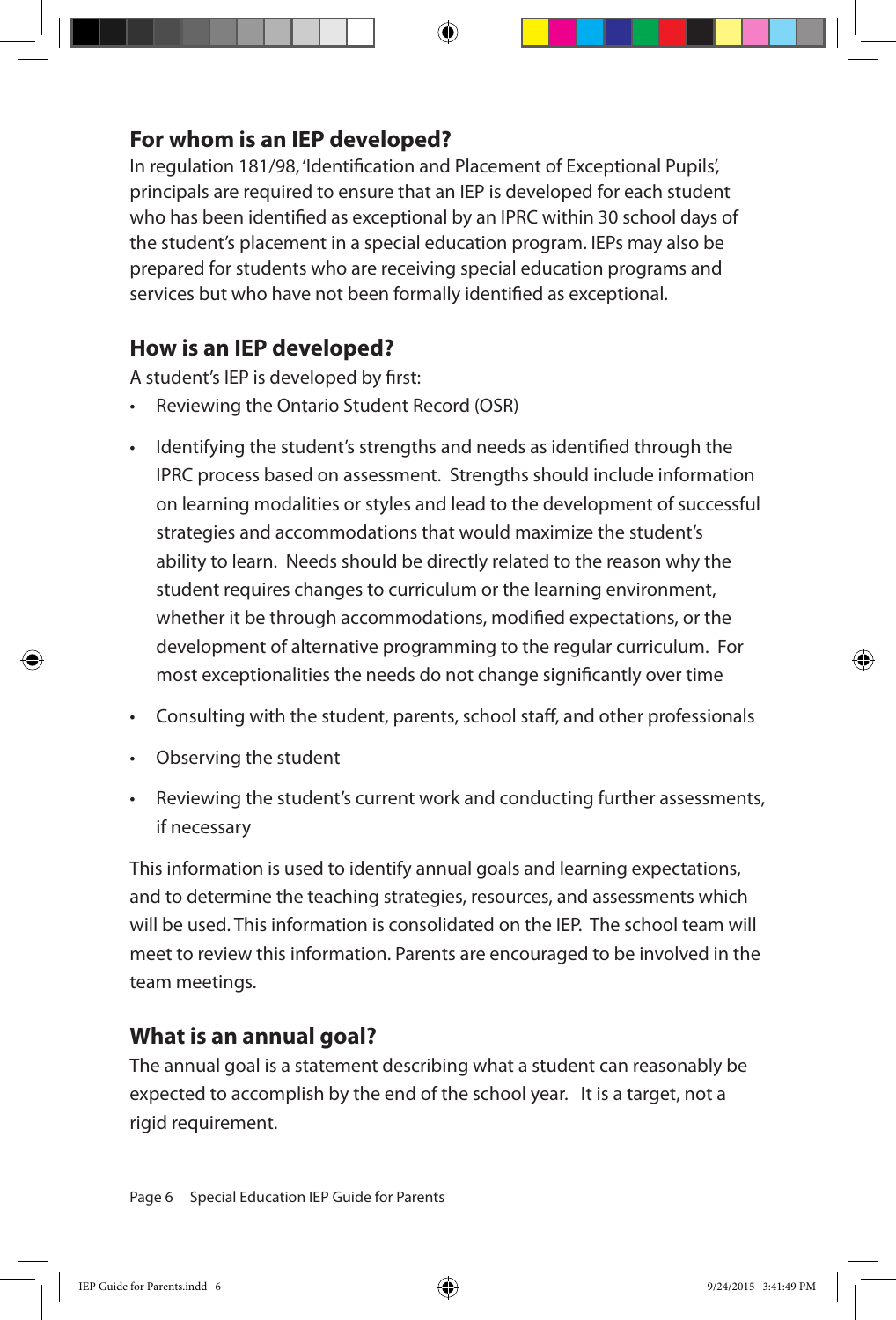## For whom is an IEP developed?

In regulation 181/98, 'Identification and Placement of Exceptional Pupils', principals are required to ensure that an IEP is developed for each student who has been identified as exceptional by an IPRC within 30 school days of the student's placement in a special education program. IEPs may also be prepared for students who are receiving special education programs and services but who have not been formally identified as exceptional.

## How is an IEP developed?

A student's IEP is developed by first:

- Reviewing the Ontario Student Record (OSR)
- Identifying the student's strengths and needs as identified through the IPRC process based on assessment. Strengths should include information on learning modalities or styles and lead to the development of successful strategies and accommodations that would maximize the student's ability to learn. Needs should be directly related to the reason why the student requires changes to curriculum or the learning environment, whether it be through accommodations, modified expectations, or the development of alternative programming to the regular curriculum. For most exceptionalities the needs do not change significantly over time
- Consulting with the student, parents, school staff, and other professionals
- Observing the student
- Reviewing the student's current work and conducting further assessments, if necessary

This information is used to identify annual goals and learning expectations, and to determine the teaching strategies, resources, and assessments which will be used. This information is consolidated on the IEP. The school team will meet to review this information. Parents are encouraged to be involved in the team meetings.

## What is an annual goal?

The annual goal is a statement describing what a student can reasonably be expected to accomplish by the end of the school year. It is a target, not a rigid requirement.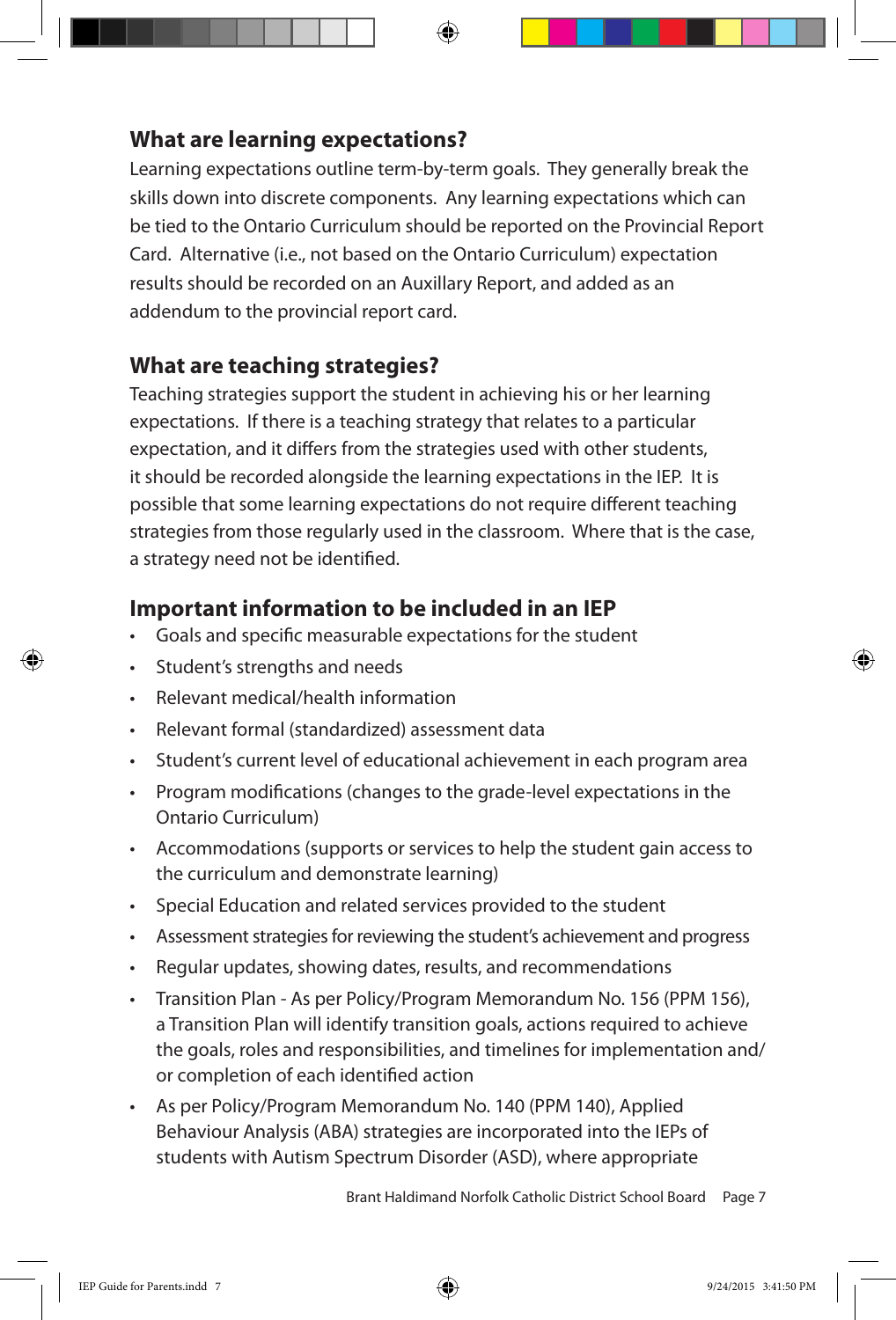## What are learning expectations?

Learning expectations outline term-by-term goals. They generally break the skills down into discrete components. Any learning expectations which can be tied to the Ontario Curriculum should be reported on the Provincial Report Card. Alternative (i.e., not based on the Ontario Curriculum) expectation results should be recorded on an Auxillary Report, and added as an addendum to the provincial report card.

## What are teaching strategies?

Teaching strategies support the student in achieving his or her learning expectations. If there is a teaching strategy that relates to a particular expectation, and it differs from the strategies used with other students, it should be recorded alongside the learning expectations in the IEP. It is possible that some learning expectations do not require different teaching strategies from those regularly used in the classroom. Where that is the case, a strategy need not be identified.

## Important information to be included in an IEP

- Goals and specific measurable expectations for the student
- Student's strengths and needs
- Relevant medical/health information
- Relevant formal (standardized) assessment data
- Student's current level of educational achievement in each program area
- Program modifications (changes to the grade-level expectations in the Ontario Curriculum)
- Accommodations (supports or services to help the student gain access to the curriculum and demonstrate learning)
- Special Education and related services provided to the student
- Assessment strategies for reviewing the student's achievement and progress
- Regular updates, showing dates, results, and recommendations
- Transition Plan - As per Policy/Program Memorandum No. 156 (PPM 156), a Transition Plan will identify transition goals, actions required to achieve the goals, roles and responsibilities, and timelines for implementation and/or completion of each identified action
- As per Policy/Program Memorandum No. 140 (PPM 140), Applied Behaviour Analysis (ABA) strategies are incorporated into the IEPs of students with Autism Spectrum Disorder (ASD), where appropriate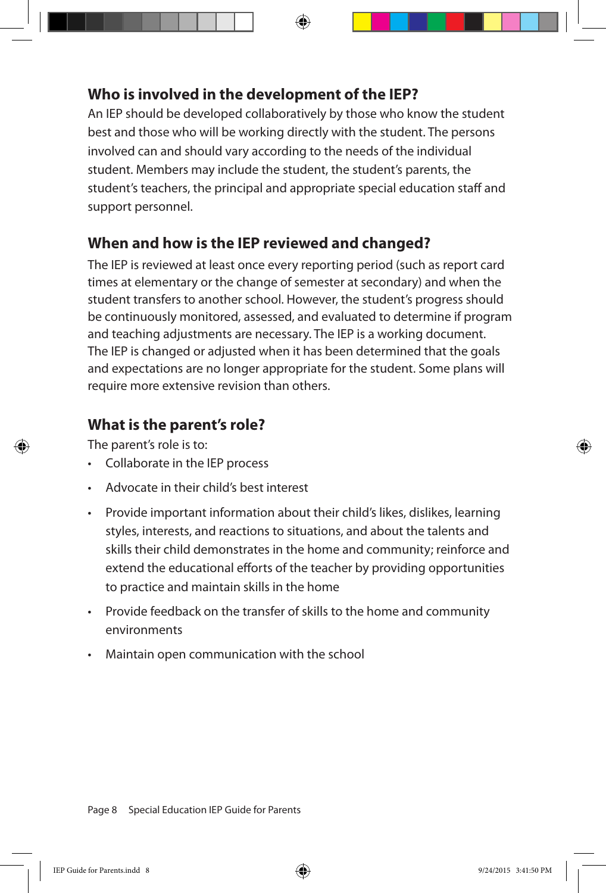## Who is involved in the development of the IEP?

An IEP should be developed collaboratively by those who know the student best and those who will be working directly with the student. The persons involved can and should vary according to the needs of the individual student. Members may include the student, the student's parents, the student's teachers, the principal and appropriate special education staff and support personnel.

## When and how is the IEP reviewed and changed?

The IEP is reviewed at least once every reporting period (such as report card times at elementary or the change of semester at secondary) and when the student transfers to another school. However, the student's progress should be continuously monitored, assessed, and evaluated to determine if program and teaching adjustments are necessary. The IEP is a working document. The IEP is changed or adjusted when it has been determined that the goals and expectations are no longer appropriate for the student. Some plans will require more extensive revision than others.

## What is the parent's role?

The parent's role is to:

- Collaborate in the IEP process
- Advocate in their child's best interest
- Provide important information about their child's likes, dislikes, learning styles, interests, and reactions to situations, and about the talents and skills their child demonstrates in the home and community; reinforce and extend the educational efforts of the teacher by providing opportunities to practice and maintain skills in the home
- Provide feedback on the transfer of skills to the home and community environments
- Maintain open communication with the school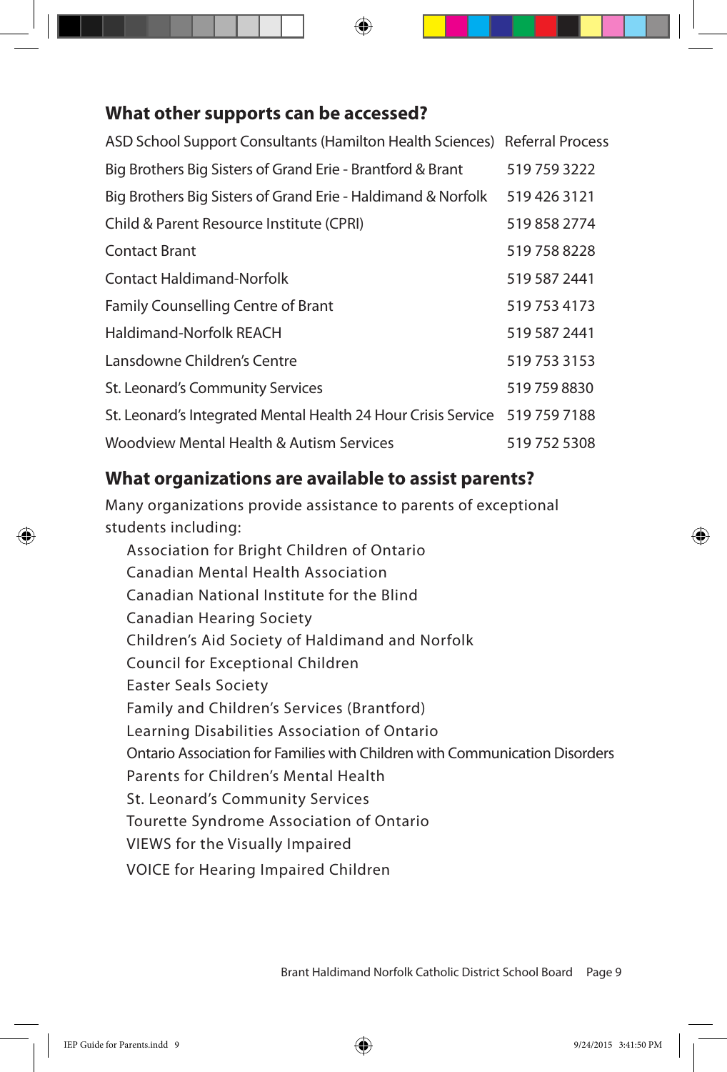## What other supports can be accessed?

| | |
|---|---|
| ASD School Support Consultants (Hamilton Health Sciences) | Referral Process |
| Big Brothers Big Sisters of Grand Erie - Brantford & Brant | 519 759 3222 |
| Big Brothers Big Sisters of Grand Erie - Haldimand & Norfolk | 519 426 3121 |
| Child & Parent Resource Institute (CPRI) | 519 858 2774 |
| Contact Brant | 519 758 8228 |
| Contact Haldimand-Norfolk | 519 587 2441 |
| Family Counselling Centre of Brant | 519 753 4173 |
| Haldimand-Norfolk REACH | 519 587 2441 |
| Lansdowne Children's Centre | 519 753 3153 |
| St. Leonard's Community Services | 519 759 8830 |
| St. Leonard's Integrated Mental Health 24 Hour Crisis Service | 519 759 7188 |
| Woodview Mental Health & Autism Services | 519 752 5308 |

## What organizations are available to assist parents?

Many organizations provide assistance to parents of exceptional students including:

- Association for Bright Children of Ontario
- Canadian Mental Health Association
- Canadian National Institute for the Blind
- Canadian Hearing Society
- Children's Aid Society of Haldimand and Norfolk
- Council for Exceptional Children
- Easter Seals Society
- Family and Children's Services (Brantford)
- Learning Disabilities Association of Ontario
- Ontario Association for Families with Children with Communication Disorders
- Parents for Children's Mental Health
- St. Leonard's Community Services
- Tourette Syndrome Association of Ontario
- VIEWS for the Visually Impaired
- VOICE for Hearing Impaired Children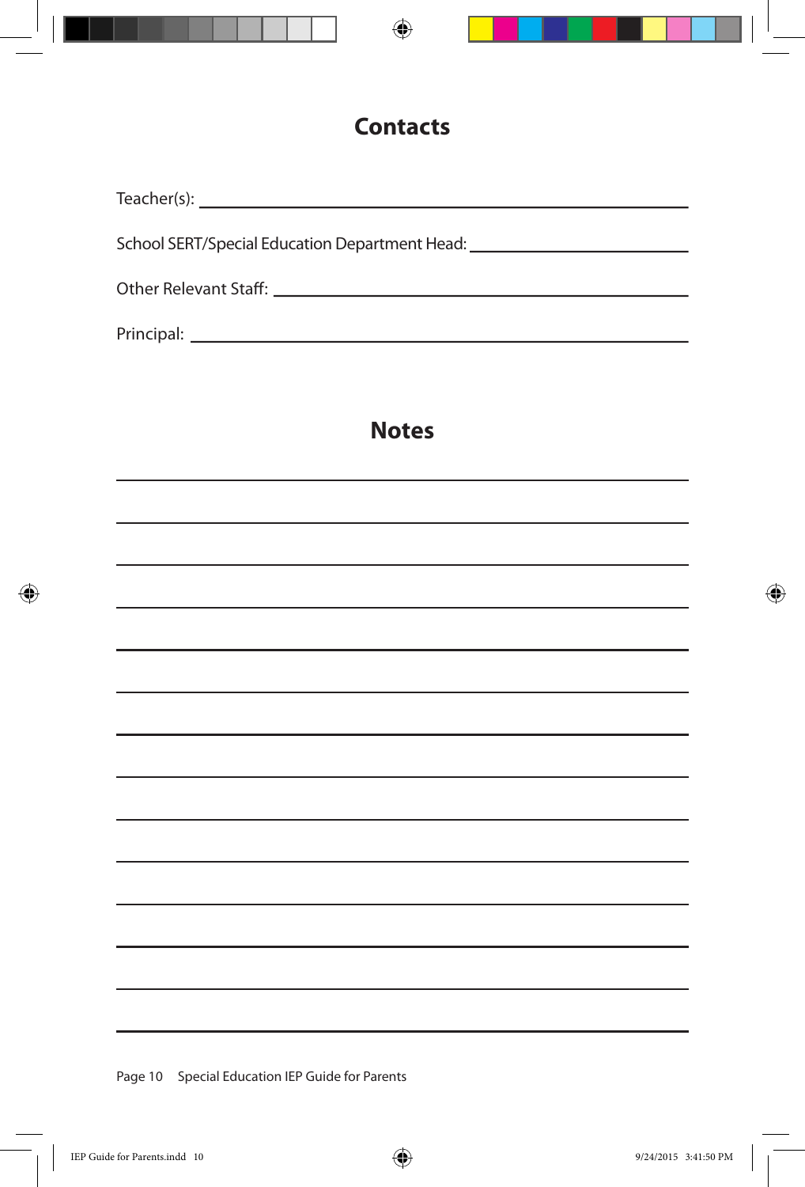## Contacts

Teacher(s): ____________________________________________

School SERT/Special Education Department Head: ____________________

Other Relevant Staff: ____________________________________

Principal: ______________________________________________

## Notes

______________________________________________________

______________________________________________________

______________________________________________________

______________________________________________________

______________________________________________________

______________________________________________________

______________________________________________________

______________________________________________________

______________________________________________________

______________________________________________________

______________________________________________________

______________________________________________________

______________________________________________________

______________________________________________________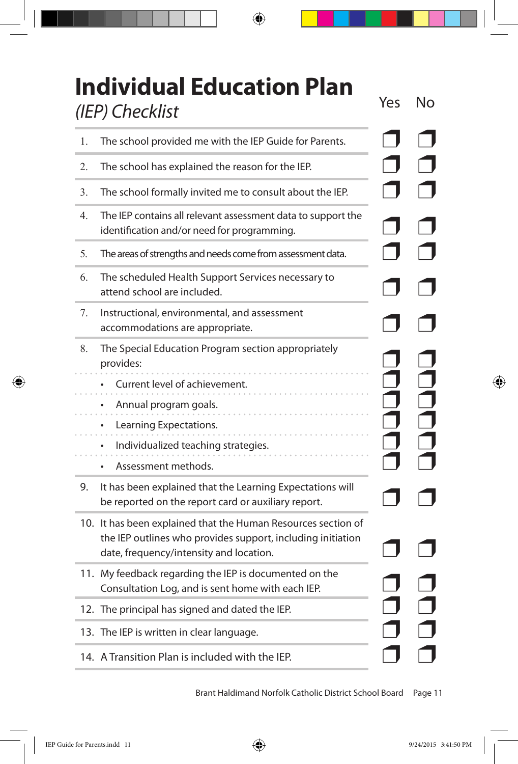# Individual Education Plan

*(IEP) Checklist*

| | | Yes | No |
|---|---|---|---|
| 1. | The school provided me with the IEP Guide for Parents. | ☐ | ☐ |
| 2. | The school has explained the reason for the IEP. | ☐ | ☐ |
| 3. | The school formally invited me to consult about the IEP. | ☐ | ☐ |
| 4. | The IEP contains all relevant assessment data to support the identification and/or need for programming. | ☐ | ☐ |
| 5. | The areas of strengths and needs come from assessment data. | ☐ | ☐ |
| 6. | The scheduled Health Support Services necessary to attend school are included. | ☐ | ☐ |
| 7. | Instructional, environmental, and assessment accommodations are appropriate. | ☐ | ☐ |
| 8. | The Special Education Program section appropriately provides: | ☐ | ☐ |
| | • Current level of achievement. | ☐ | ☐ |
| | • Annual program goals. | ☐ | ☐ |
| | • Learning Expectations. | ☐ | ☐ |
| | • Individualized teaching strategies. | ☐ | ☐ |
| | • Assessment methods. | ☐ | ☐ |
| 9. | It has been explained that the Learning Expectations will be reported on the report card or auxiliary report. | ☐ | ☐ |
| 10. | It has been explained that the Human Resources section of the IEP outlines who provides support, including initiation date, frequency/intensity and location. | ☐ | ☐ |
| 11. | My feedback regarding the IEP is documented on the Consultation Log, and is sent home with each IEP. | ☐ | ☐ |
| 12. | The principal has signed and dated the IEP. | ☐ | ☐ |
| 13. | The IEP is written in clear language. | ☐ | ☐ |
| 14. | A Transition Plan is included with the IEP. | ☐ | ☐ |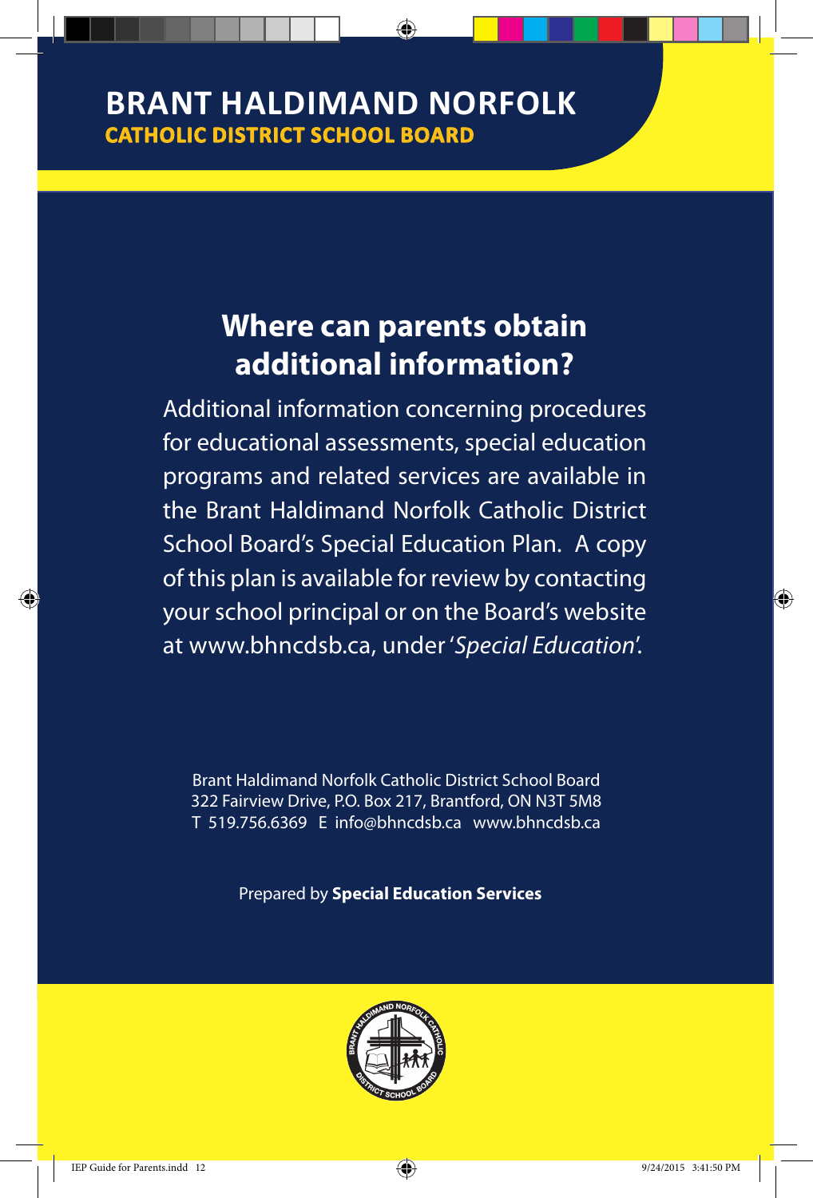**BRANT HALDIMAND NORFOLK**
**CATHOLIC DISTRICT SCHOOL BOARD**

## Where can parents obtain additional information?

Additional information concerning procedures for educational assessments, special education programs and related services are available in the Brant Haldimand Norfolk Catholic District School Board's Special Education Plan. A copy of this plan is available for review by contacting your school principal or on the Board's website at www.bhncdsb.ca, under '*Special Education*'.

Brant Haldimand Norfolk Catholic District School Board
322 Fairview Drive, P.O. Box 217, Brantford, ON N3T 5M8
T 519.756.6369 E info@bhncdsb.ca www.bhncdsb.ca

Prepared by **Special Education Services**